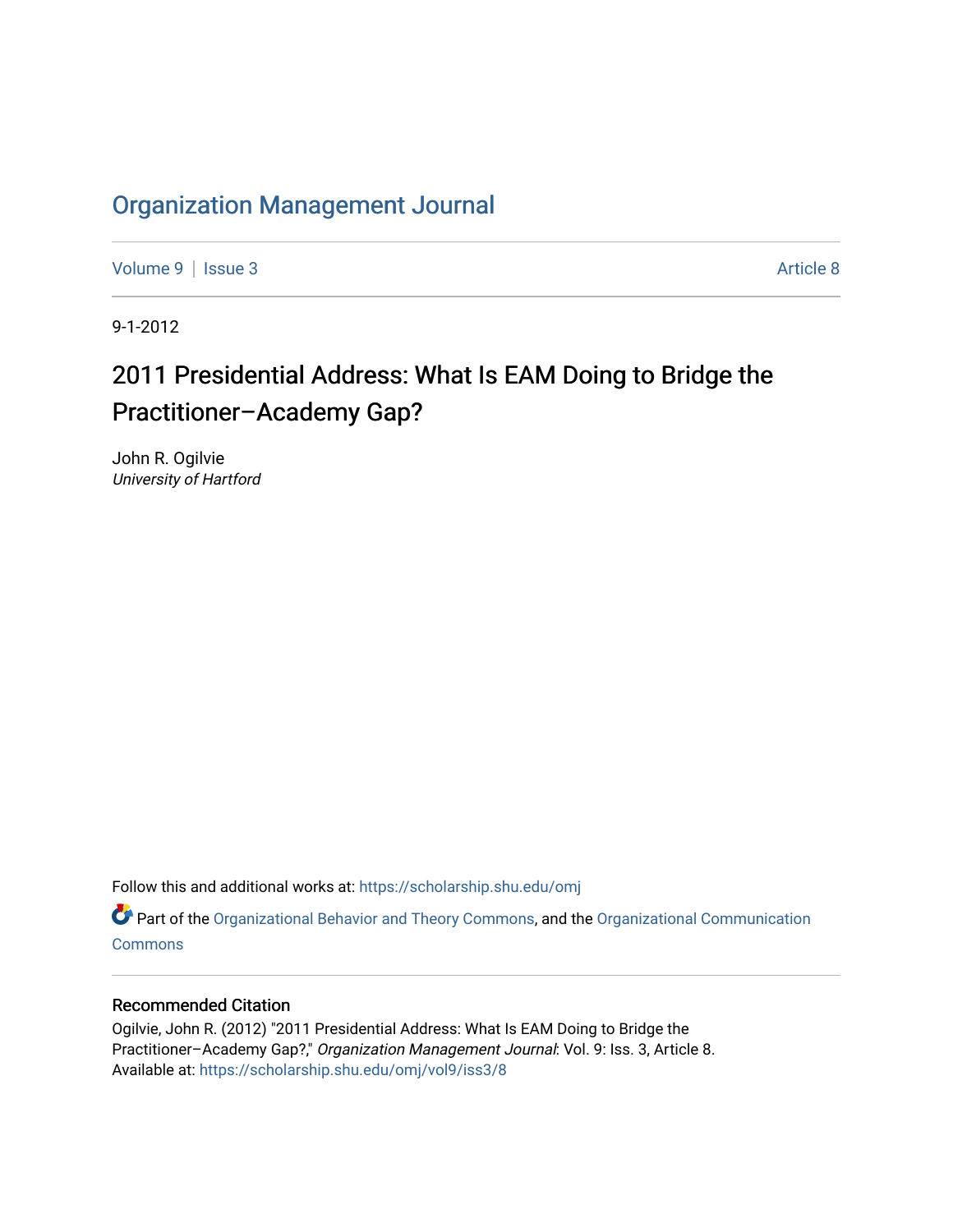# Organization Management Journal

Volume 9 | Issue 3 Article 8

9-1-2012

## 2011 Presidential Address: What Is EAM Doing to Bridge the Practitioner–Academy Gap?

John R. Ogilvie
*University of Hartford*

Follow this and additional works at: https://scholarship.shu.edu/omj

Part of the Organizational Behavior and Theory Commons, and the Organizational Communication Commons

### Recommended Citation

Ogilvie, John R. (2012) "2011 Presidential Address: What Is EAM Doing to Bridge the Practitioner–Academy Gap?," *Organization Management Journal*: Vol. 9: Iss. 3, Article 8.
Available at: https://scholarship.shu.edu/omj/vol9/iss3/8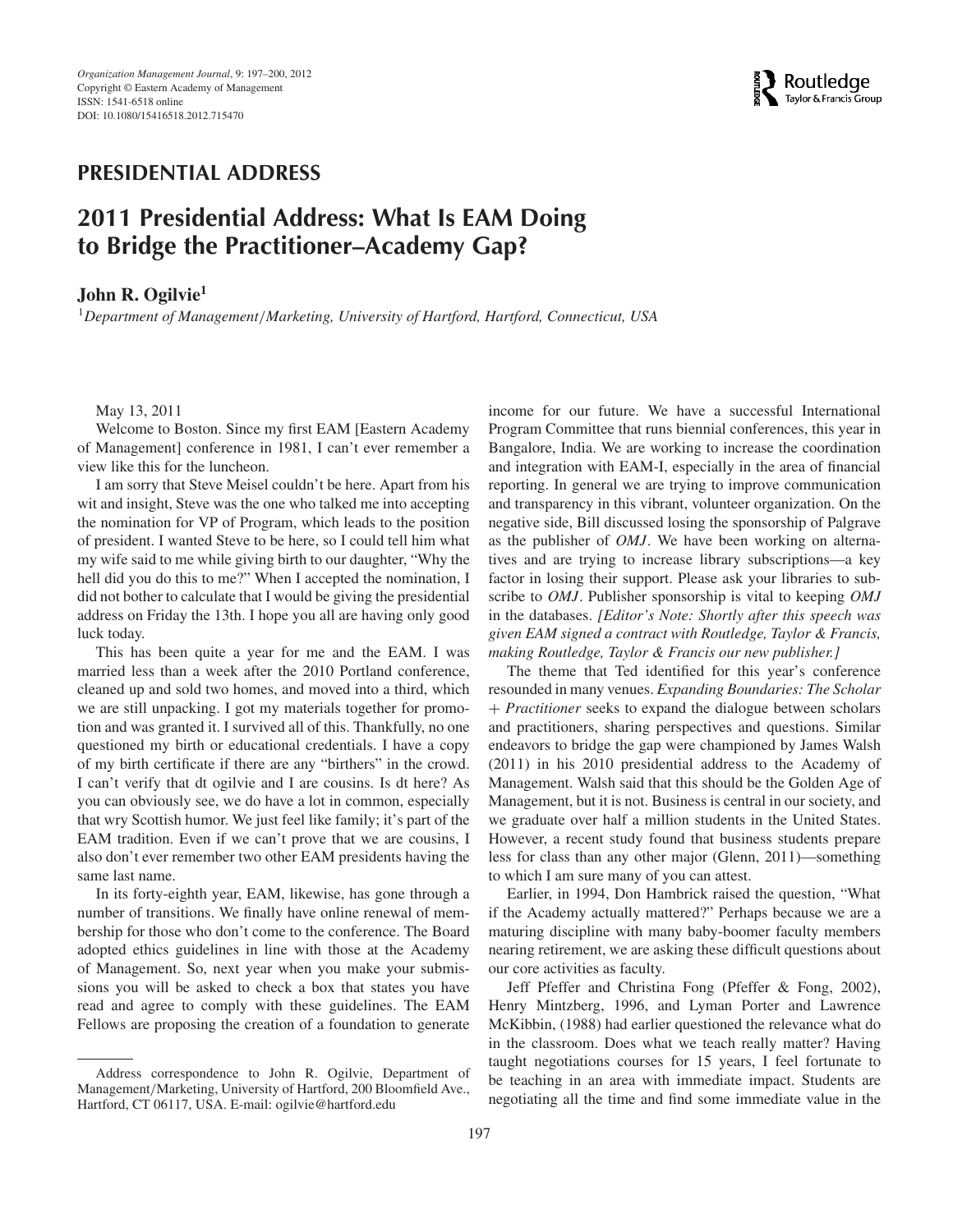## PRESIDENTIAL ADDRESS

# 2011 Presidential Address: What Is EAM Doing to Bridge the Practitioner–Academy Gap?

**John R. Ogilvie**[1]

[1]*Department of Management/Marketing, University of Hartford, Hartford, Connecticut, USA*

May 13, 2011

Welcome to Boston. Since my first EAM [Eastern Academy of Management] conference in 1981, I can't ever remember a view like this for the luncheon.

I am sorry that Steve Meisel couldn't be here. Apart from his wit and insight, Steve was the one who talked me into accepting the nomination for VP of Program, which leads to the position of president. I wanted Steve to be here, so I could tell him what my wife said to me while giving birth to our daughter, "Why the hell did you do this to me?" When I accepted the nomination, I did not bother to calculate that I would be giving the presidential address on Friday the 13th. I hope you all are having only good luck today.

This has been quite a year for me and the EAM. I was married less than a week after the 2010 Portland conference, cleaned up and sold two homes, and moved into a third, which we are still unpacking. I got my materials together for promotion and was granted it. I survived all of this. Thankfully, no one questioned my birth or educational credentials. I have a copy of my birth certificate if there are any "birthers" in the crowd. I can't verify that dt ogilvie and I are cousins. Is dt here? As you can obviously see, we do have a lot in common, especially that wry Scottish humor. We just feel like family; it's part of the EAM tradition. Even if we can't prove that we are cousins, I also don't ever remember two other EAM presidents having the same last name.

In its forty-eighth year, EAM, likewise, has gone through a number of transitions. We finally have online renewal of membership for those who don't come to the conference. The Board adopted ethics guidelines in line with those at the Academy of Management. So, next year when you make your submissions you will be asked to check a box that states you have read and agree to comply with these guidelines. The EAM Fellows are proposing the creation of a foundation to generate income for our future. We have a successful International Program Committee that runs biennial conferences, this year in Bangalore, India. We are working to increase the coordination and integration with EAM-I, especially in the area of financial reporting. In general we are trying to improve communication and transparency in this vibrant, volunteer organization. On the negative side, Bill discussed losing the sponsorship of Palgrave as the publisher of *OMJ*. We have been working on alternatives and are trying to increase library subscriptions—a key factor in losing their support. Please ask your libraries to subscribe to *OMJ*. Publisher sponsorship is vital to keeping *OMJ* in the databases. *[Editor's Note: Shortly after this speech was given EAM signed a contract with Routledge, Taylor & Francis, making Routledge, Taylor & Francis our new publisher.]*

The theme that Ted identified for this year's conference resounded in many venues. *Expanding Boundaries: The Scholar + Practitioner* seeks to expand the dialogue between scholars and practitioners, sharing perspectives and questions. Similar endeavors to bridge the gap were championed by James Walsh (2011) in his 2010 presidential address to the Academy of Management. Walsh said that this should be the Golden Age of Management, but it is not. Business is central in our society, and we graduate over half a million students in the United States. However, a recent study found that business students prepare less for class than any other major (Glenn, 2011)—something to which I am sure many of you can attest.

Earlier, in 1994, Don Hambrick raised the question, "What if the Academy actually mattered?" Perhaps because we are a maturing discipline with many baby-boomer faculty members nearing retirement, we are asking these difficult questions about our core activities as faculty.

Jeff Pfeffer and Christina Fong (Pfeffer & Fong, 2002), Henry Mintzberg, 1996, and Lyman Porter and Lawrence McKibbin, (1988) had earlier questioned the relevance what do in the classroom. Does what we teach really matter? Having taught negotiations courses for 15 years, I feel fortunate to be teaching in an area with immediate impact. Students are negotiating all the time and find some immediate value in the

Address correspondence to John R. Ogilvie, Department of Management/Marketing, University of Hartford, 200 Bloomfield Ave., Hartford, CT 06117, USA. E-mail: ogilvie@hartford.edu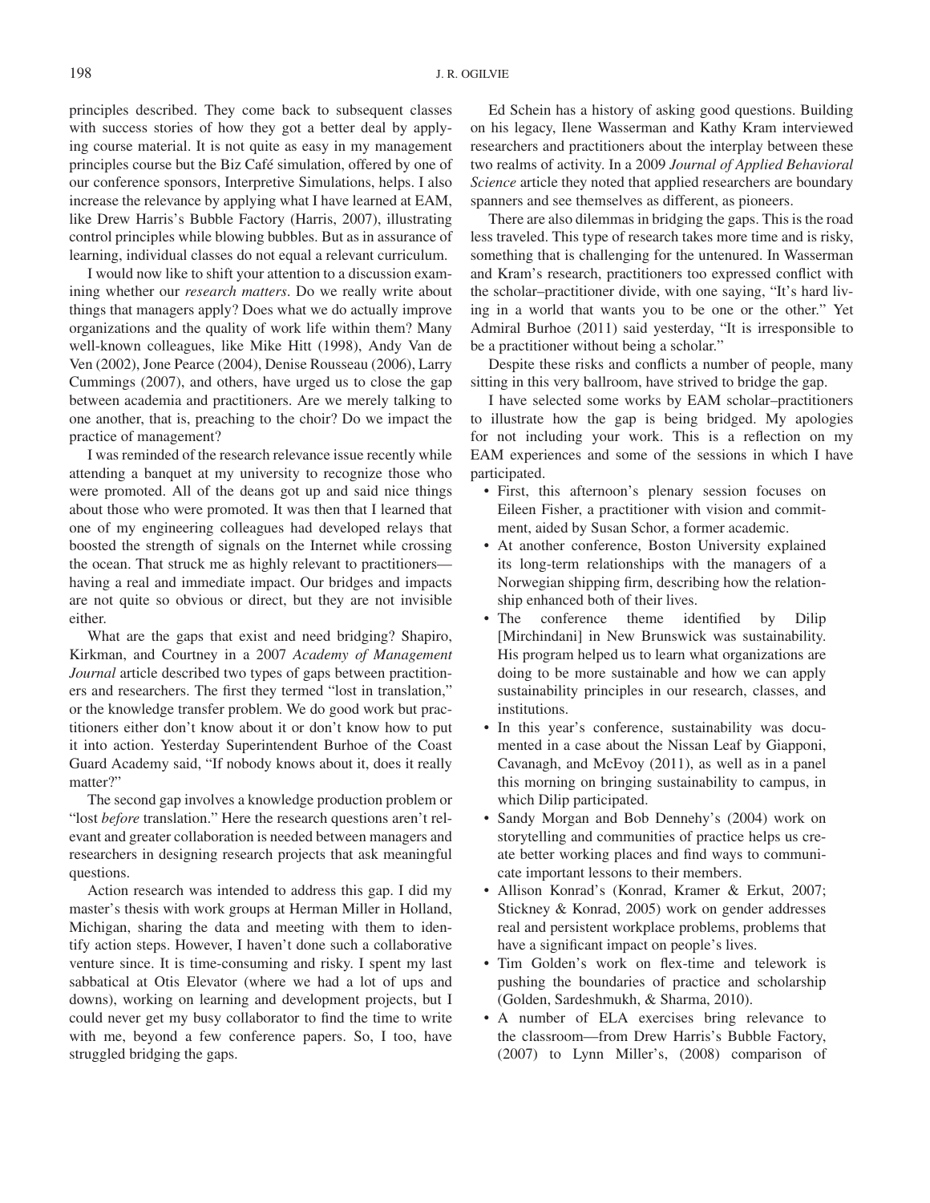principles described. They come back to subsequent classes with success stories of how they got a better deal by applying course material. It is not quite as easy in my management principles course but the Biz Café simulation, offered by one of our conference sponsors, Interpretive Simulations, helps. I also increase the relevance by applying what I have learned at EAM, like Drew Harris's Bubble Factory (Harris, 2007), illustrating control principles while blowing bubbles. But as in assurance of learning, individual classes do not equal a relevant curriculum.

I would now like to shift your attention to a discussion examining whether our *research matters*. Do we really write about things that managers apply? Does what we do actually improve organizations and the quality of work life within them? Many well-known colleagues, like Mike Hitt (1998), Andy Van de Ven (2002), Jone Pearce (2004), Denise Rousseau (2006), Larry Cummings (2007), and others, have urged us to close the gap between academia and practitioners. Are we merely talking to one another, that is, preaching to the choir? Do we impact the practice of management?

I was reminded of the research relevance issue recently while attending a banquet at my university to recognize those who were promoted. All of the deans got up and said nice things about those who were promoted. It was then that I learned that one of my engineering colleagues had developed relays that boosted the strength of signals on the Internet while crossing the ocean. That struck me as highly relevant to practitioners—having a real and immediate impact. Our bridges and impacts are not quite so obvious or direct, but they are not invisible either.

What are the gaps that exist and need bridging? Shapiro, Kirkman, and Courtney in a 2007 *Academy of Management Journal* article described two types of gaps between practitioners and researchers. The first they termed "lost in translation," or the knowledge transfer problem. We do good work but practitioners either don't know about it or don't know how to put it into action. Yesterday Superintendent Burhoe of the Coast Guard Academy said, "If nobody knows about it, does it really matter?"

The second gap involves a knowledge production problem or "lost *before* translation." Here the research questions aren't relevant and greater collaboration is needed between managers and researchers in designing research projects that ask meaningful questions.

Action research was intended to address this gap. I did my master's thesis with work groups at Herman Miller in Holland, Michigan, sharing the data and meeting with them to identify action steps. However, I haven't done such a collaborative venture since. It is time-consuming and risky. I spent my last sabbatical at Otis Elevator (where we had a lot of ups and downs), working on learning and development projects, but I could never get my busy collaborator to find the time to write with me, beyond a few conference papers. So, I too, have struggled bridging the gaps.

Ed Schein has a history of asking good questions. Building on his legacy, Ilene Wasserman and Kathy Kram interviewed researchers and practitioners about the interplay between these two realms of activity. In a 2009 *Journal of Applied Behavioral Science* article they noted that applied researchers are boundary spanners and see themselves as different, as pioneers.

There are also dilemmas in bridging the gaps. This is the road less traveled. This type of research takes more time and is risky, something that is challenging for the untenured. In Wasserman and Kram's research, practitioners too expressed conflict with the scholar–practitioner divide, with one saying, "It's hard living in a world that wants you to be one or the other." Yet Admiral Burhoe (2011) said yesterday, "It is irresponsible to be a practitioner without being a scholar."

Despite these risks and conflicts a number of people, many sitting in this very ballroom, have strived to bridge the gap.

I have selected some works by EAM scholar–practitioners to illustrate how the gap is being bridged. My apologies for not including your work. This is a reflection on my EAM experiences and some of the sessions in which I have participated.

- First, this afternoon's plenary session focuses on Eileen Fisher, a practitioner with vision and commitment, aided by Susan Schor, a former academic.
- At another conference, Boston University explained its long-term relationships with the managers of a Norwegian shipping firm, describing how the relationship enhanced both of their lives.
- The conference theme identified by Dilip [Mirchindani] in New Brunswick was sustainability. His program helped us to learn what organizations are doing to be more sustainable and how we can apply sustainability principles in our research, classes, and institutions.
- In this year's conference, sustainability was documented in a case about the Nissan Leaf by Giapponi, Cavanagh, and McEvoy (2011), as well as in a panel this morning on bringing sustainability to campus, in which Dilip participated.
- Sandy Morgan and Bob Dennehy's (2004) work on storytelling and communities of practice helps us create better working places and find ways to communicate important lessons to their members.
- Allison Konrad's (Konrad, Kramer & Erkut, 2007; Stickney & Konrad, 2005) work on gender addresses real and persistent workplace problems, problems that have a significant impact on people's lives.
- Tim Golden's work on flex-time and telework is pushing the boundaries of practice and scholarship (Golden, Sardeshmukh, & Sharma, 2010).
- A number of ELA exercises bring relevance to the classroom—from Drew Harris's Bubble Factory, (2007) to Lynn Miller's, (2008) comparison of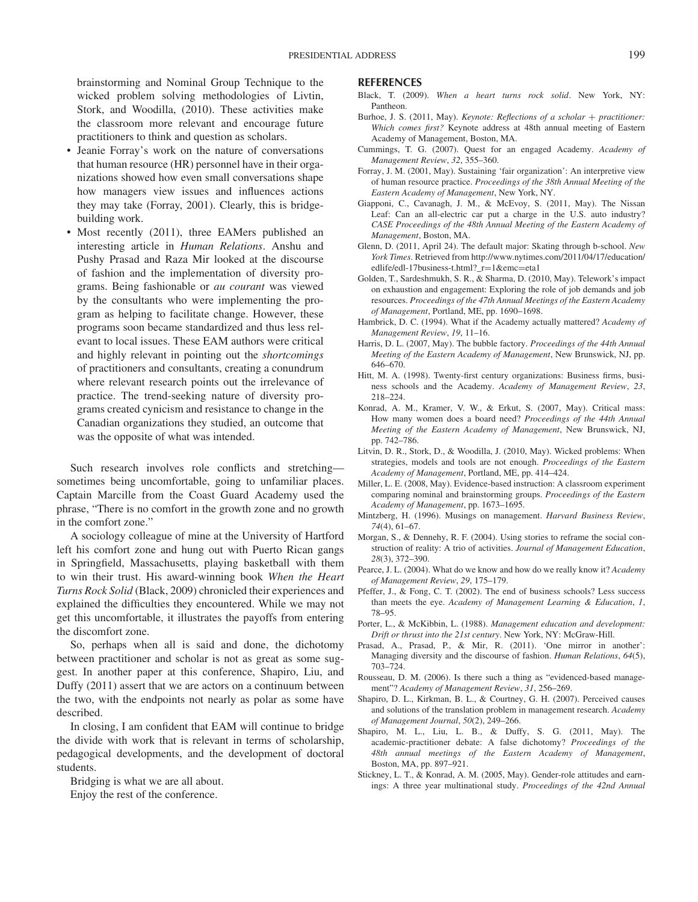brainstorming and Nominal Group Technique to the wicked problem solving methodologies of Livtin, Stork, and Woodilla, (2010). These activities make the classroom more relevant and encourage future practitioners to think and question as scholars.

- Jeanie Forray's work on the nature of conversations that human resource (HR) personnel have in their organizations showed how even small conversations shape how managers view issues and influences actions they may take (Forray, 2001). Clearly, this is bridge-building work.
- Most recently (2011), three EAMers published an interesting article in *Human Relations*. Anshu and Pushy Prasad and Raza Mir looked at the discourse of fashion and the implementation of diversity programs. Being fashionable or *au courant* was viewed by the consultants who were implementing the program as helping to facilitate change. However, these programs soon became standardized and thus less relevant to local issues. These EAM authors were critical and highly relevant in pointing out the *shortcomings* of practitioners and consultants, creating a conundrum where relevant research points out the irrelevance of practice. The trend-seeking nature of diversity programs created cynicism and resistance to change in the Canadian organizations they studied, an outcome that was the opposite of what was intended.

Such research involves role conflicts and stretching—sometimes being uncomfortable, going to unfamiliar places. Captain Marcille from the Coast Guard Academy used the phrase, "There is no comfort in the growth zone and no growth in the comfort zone."

A sociology colleague of mine at the University of Hartford left his comfort zone and hung out with Puerto Rican gangs in Springfield, Massachusetts, playing basketball with them to win their trust. His award-winning book *When the Heart Turns Rock Solid* (Black, 2009) chronicled their experiences and explained the difficulties they encountered. While we may not get this uncomfortable, it illustrates the payoffs from entering the discomfort zone.

So, perhaps when all is said and done, the dichotomy between practitioner and scholar is not as great as some suggest. In another paper at this conference, Shapiro, Liu, and Duffy (2011) assert that we are actors on a continuum between the two, with the endpoints not nearly as polar as some have described.

In closing, I am confident that EAM will continue to bridge the divide with work that is relevant in terms of scholarship, pedagogical developments, and the development of doctoral students.

Bridging is what we are all about.

Enjoy the rest of the conference.

## REFERENCES

Black, T. (2009). *When a heart turns rock solid*. New York, NY: Pantheon.

Burhoe, J. S. (2011, May). *Keynote: Reflections of a scholar + practitioner: Which comes first?* Keynote address at 48th annual meeting of Eastern Academy of Management, Boston, MA.

Cummings, T. G. (2007). Quest for an engaged Academy. *Academy of Management Review*, *32*, 355–360.

Forray, J. M. (2001, May). Sustaining 'fair organization': An interpretive view of human resource practice. *Proceedings of the 38th Annual Meeting of the Eastern Academy of Management*, New York, NY.

Giapponi, C., Cavanagh, J. M., & McEvoy, S. (2011, May). The Nissan Leaf: Can an all-electric car put a charge in the U.S. auto industry? *CASE Proceedings of the 48th Annual Meeting of the Eastern Academy of Management*, Boston, MA.

Glenn, D. (2011, April 24). The default major: Skating through b-school. *New York Times*. Retrieved from http://www.nytimes.com/2011/04/17/education/edlife/edl-17business-t.html?_r=1&emc=eta1

Golden, T., Sardeshmukh, S. R., & Sharma, D. (2010, May). Telework's impact on exhaustion and engagement: Exploring the role of job demands and job resources. *Proceedings of the 47th Annual Meetings of the Eastern Academy of Management*, Portland, ME, pp. 1690–1698.

Hambrick, D. C. (1994). What if the Academy actually mattered? *Academy of Management Review*, *19*, 11–16.

Harris, D. L. (2007, May). The bubble factory. *Proceedings of the 44th Annual Meeting of the Eastern Academy of Management*, New Brunswick, NJ, pp. 646–670.

Hitt, M. A. (1998). Twenty-first century organizations: Business firms, business schools and the Academy. *Academy of Management Review*, *23*, 218–224.

Konrad, A. M., Kramer, V. W., & Erkut, S. (2007, May). Critical mass: How many women does a board need? *Proceedings of the 44th Annual Meeting of the Eastern Academy of Management*, New Brunswick, NJ, pp. 742–786.

Litvin, D. R., Stork, D., & Woodilla, J. (2010, May). Wicked problems: When strategies, models and tools are not enough. *Proceedings of the Eastern Academy of Management*, Portland, ME, pp. 414–424.

Miller, L. E. (2008, May). Evidence-based instruction: A classroom experiment comparing nominal and brainstorming groups. *Proceedings of the Eastern Academy of Management*, pp. 1673–1695.

Mintzberg, H. (1996). Musings on management. *Harvard Business Review*, *74*(4), 61–67.

Morgan, S., & Dennehy, R. F. (2004). Using stories to reframe the social construction of reality: A trio of activities. *Journal of Management Education*, *28*(3), 372–390.

Pearce, J. L. (2004). What do we know and how do we really know it? *Academy of Management Review*, *29*, 175–179.

Pfeffer, J., & Fong, C. T. (2002). The end of business schools? Less success than meets the eye. *Academy of Management Learning & Education*, *1*, 78–95.

Porter, L., & McKibbin, L. (1988). *Management education and development: Drift or thrust into the 21st century*. New York, NY: McGraw-Hill.

Prasad, A., Prasad, P., & Mir, R. (2011). 'One mirror in another': Managing diversity and the discourse of fashion. *Human Relations*, *64*(5), 703–724.

Rousseau, D. M. (2006). Is there such a thing as "evidenced-based management"? *Academy of Management Review*, *31*, 256–269.

Shapiro, D. L., Kirkman, B. L., & Courtney, G. H. (2007). Perceived causes and solutions of the translation problem in management research. *Academy of Management Journal*, *50*(2), 249–266.

Shapiro, M. L., Liu, L. B., & Duffy, S. G. (2011, May). The academic-practitioner debate: A false dichotomy? *Proceedings of the 48th annual meetings of the Eastern Academy of Management*, Boston, MA, pp. 897–921.

Stickney, L. T., & Konrad, A. M. (2005, May). Gender-role attitudes and earnings: A three year multinational study. *Proceedings of the 42nd Annual*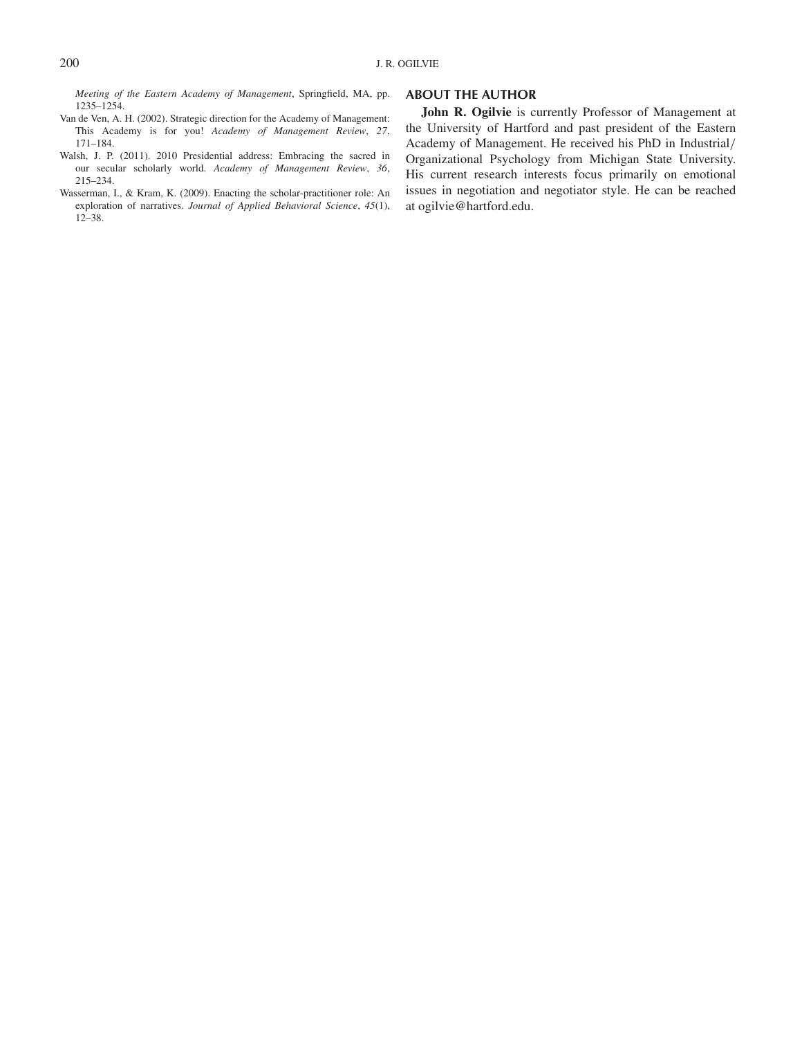*Meeting of the Eastern Academy of Management*, Springfield, MA, pp. 1235–1254.

Van de Ven, A. H. (2002). Strategic direction for the Academy of Management: This Academy is for you! *Academy of Management Review*, *27*, 171–184.

Walsh, J. P. (2011). 2010 Presidential address: Embracing the sacred in our secular scholarly world. *Academy of Management Review*, *36*, 215–234.

Wasserman, I., & Kram, K. (2009). Enacting the scholar-practitioner role: An exploration of narratives. *Journal of Applied Behavioral Science*, *45*(1), 12–38.

## ABOUT THE AUTHOR

**John R. Ogilvie** is currently Professor of Management at the University of Hartford and past president of the Eastern Academy of Management. He received his PhD in Industrial/Organizational Psychology from Michigan State University. His current research interests focus primarily on emotional issues in negotiation and negotiator style. He can be reached at ogilvie@hartford.edu.